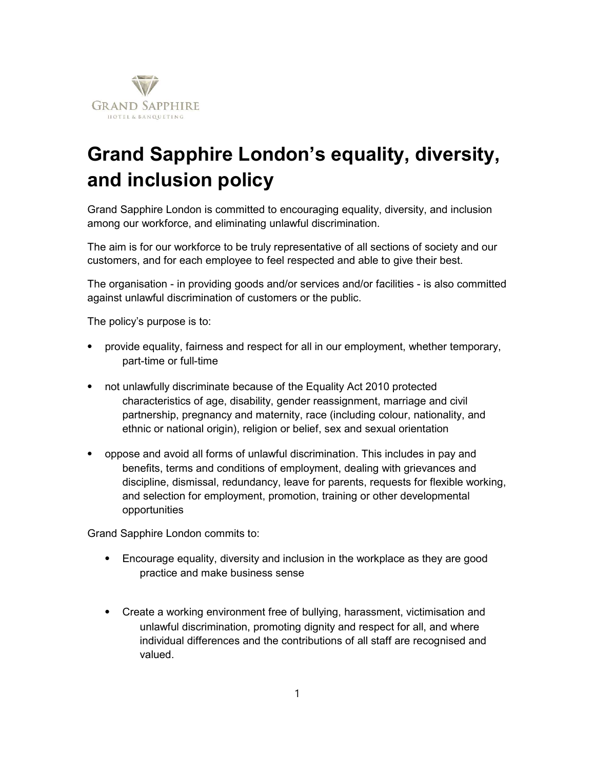# Grand Sapphire London's equality, diversity, and inclusion policy

Grand Sapphire London is committed to encouraging equality, diversity, and inclusion among our workforce, and eliminating unlawful discrimination.

The aim is for our workforce to be truly representative of all sections of society and our customers, and for each employee to feel respected and able to give their best.

The organisation - in providing goods and/or services and/or facilities - is also committed against unlawful discrimination of customers or the public.

The policy's purpose is to:

- provide equality, fairness and respect for all in our employment, whether temporary, part-time or full-time
- not unlawfully discriminate because of the Equality Act 2010 protected characteristics of age, disability, gender reassignment, marriage and civil partnership, pregnancy and maternity, race (including colour, nationality, and ethnic or national origin), religion or belief, sex and sexual orientation
- oppose and avoid all forms of unlawful discrimination. This includes in pay and benefits, terms and conditions of employment, dealing with grievances and discipline, dismissal, redundancy, leave for parents, requests for flexible working, and selection for employment, promotion, training or other developmental opportunities

Grand Sapphire London commits to:

- Encourage equality, diversity and inclusion in the workplace as they are good practice and make business sense
- Create a working environment free of bullying, harassment, victimisation and unlawful discrimination, promoting dignity and respect for all, and where individual differences and the contributions of all staff are recognised and valued.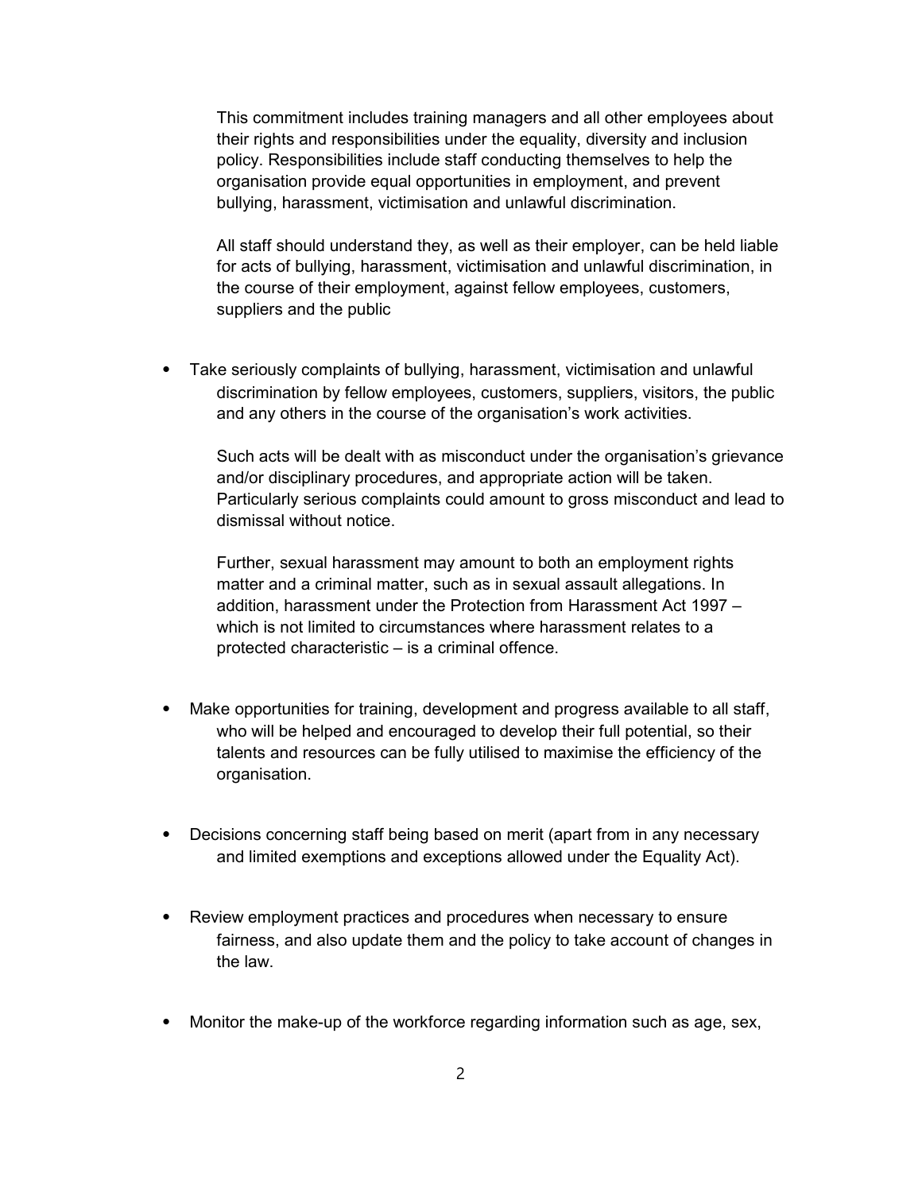This commitment includes training managers and all other employees about their rights and responsibilities under the equality, diversity and inclusion policy. Responsibilities include staff conducting themselves to help the organisation provide equal opportunities in employment, and prevent bullying, harassment, victimisation and unlawful discrimination.

All staff should understand they, as well as their employer, can be held liable for acts of bullying, harassment, victimisation and unlawful discrimination, in the course of their employment, against fellow employees, customers, suppliers and the public

- Take seriously complaints of bullying, harassment, victimisation and unlawful discrimination by fellow employees, customers, suppliers, visitors, the public and any others in the course of the organisation's work activities.

  Such acts will be dealt with as misconduct under the organisation's grievance and/or disciplinary procedures, and appropriate action will be taken. Particularly serious complaints could amount to gross misconduct and lead to dismissal without notice.

  Further, sexual harassment may amount to both an employment rights matter and a criminal matter, such as in sexual assault allegations. In addition, harassment under the Protection from Harassment Act 1997 – which is not limited to circumstances where harassment relates to a protected characteristic – is a criminal offence.

- Make opportunities for training, development and progress available to all staff, who will be helped and encouraged to develop their full potential, so their talents and resources can be fully utilised to maximise the efficiency of the organisation.

- Decisions concerning staff being based on merit (apart from in any necessary and limited exemptions and exceptions allowed under the Equality Act).

- Review employment practices and procedures when necessary to ensure fairness, and also update them and the policy to take account of changes in the law.

- Monitor the make-up of the workforce regarding information such as age, sex,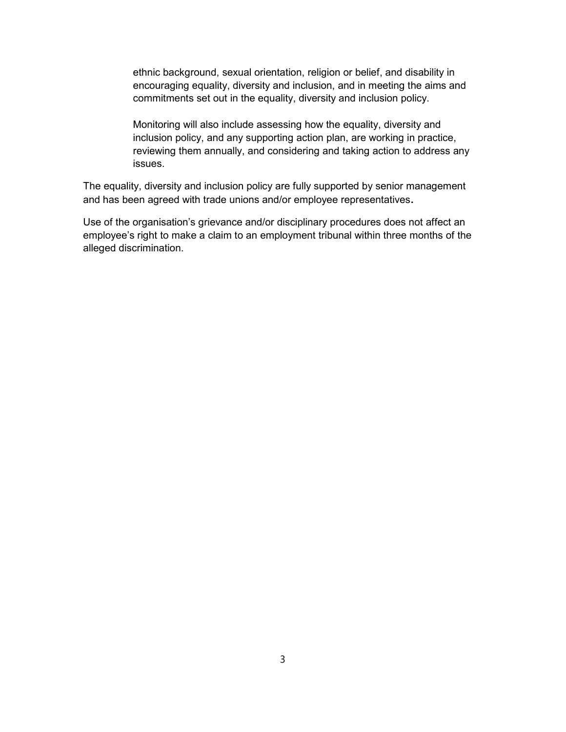ethnic background, sexual orientation, religion or belief, and disability in encouraging equality, diversity and inclusion, and in meeting the aims and commitments set out in the equality, diversity and inclusion policy.

Monitoring will also include assessing how the equality, diversity and inclusion policy, and any supporting action plan, are working in practice, reviewing them annually, and considering and taking action to address any issues.

The equality, diversity and inclusion policy are fully supported by senior management and has been agreed with trade unions and/or employee representatives.

Use of the organisation's grievance and/or disciplinary procedures does not affect an employee's right to make a claim to an employment tribunal within three months of the alleged discrimination.